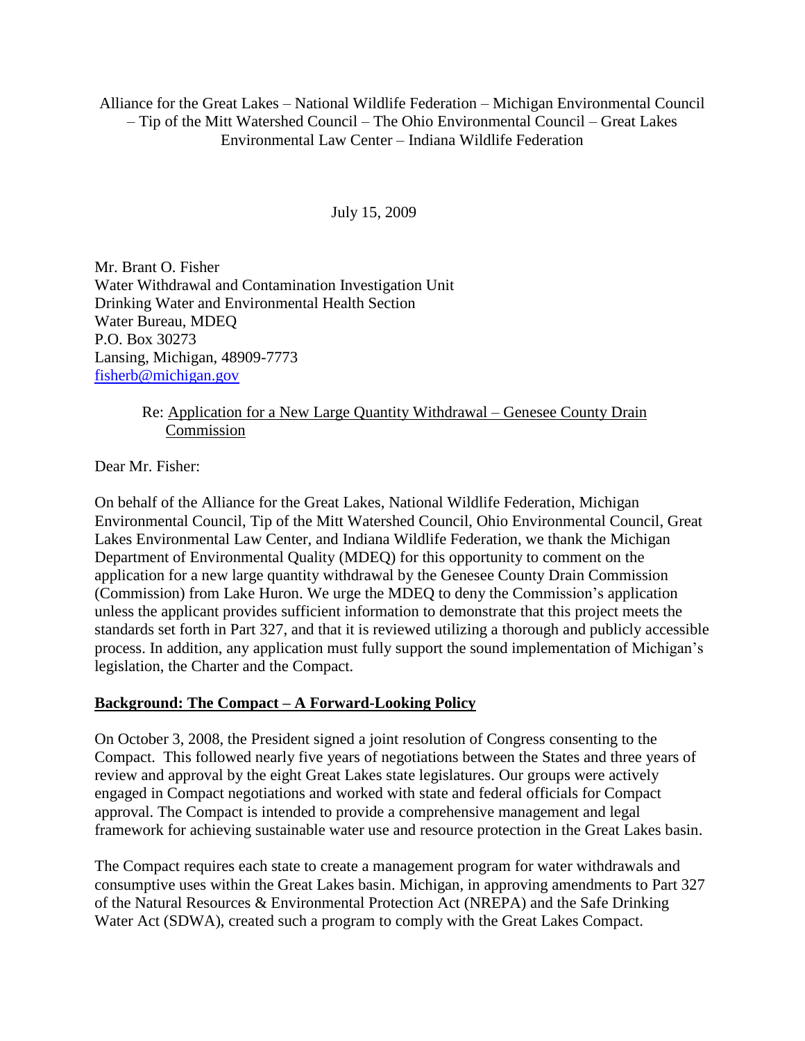Alliance for the Great Lakes – National Wildlife Federation – Michigan Environmental Council – Tip of the Mitt Watershed Council – The Ohio Environmental Council – Great Lakes Environmental Law Center – Indiana Wildlife Federation

July 15, 2009

Mr. Brant O. Fisher
Water Withdrawal and Contamination Investigation Unit
Drinking Water and Environmental Health Section
Water Bureau, MDEQ
P.O. Box 30273
Lansing, Michigan, 48909-7773
fisherb@michigan.gov

Re: Application for a New Large Quantity Withdrawal – Genesee County Drain Commission

Dear Mr. Fisher:

On behalf of the Alliance for the Great Lakes, National Wildlife Federation, Michigan Environmental Council, Tip of the Mitt Watershed Council, Ohio Environmental Council, Great Lakes Environmental Law Center, and Indiana Wildlife Federation, we thank the Michigan Department of Environmental Quality (MDEQ) for this opportunity to comment on the application for a new large quantity withdrawal by the Genesee County Drain Commission (Commission) from Lake Huron. We urge the MDEQ to deny the Commission's application unless the applicant provides sufficient information to demonstrate that this project meets the standards set forth in Part 327, and that it is reviewed utilizing a thorough and publicly accessible process. In addition, any application must fully support the sound implementation of Michigan's legislation, the Charter and the Compact.

## Background: The Compact – A Forward-Looking Policy

On October 3, 2008, the President signed a joint resolution of Congress consenting to the Compact. This followed nearly five years of negotiations between the States and three years of review and approval by the eight Great Lakes state legislatures. Our groups were actively engaged in Compact negotiations and worked with state and federal officials for Compact approval. The Compact is intended to provide a comprehensive management and legal framework for achieving sustainable water use and resource protection in the Great Lakes basin.

The Compact requires each state to create a management program for water withdrawals and consumptive uses within the Great Lakes basin. Michigan, in approving amendments to Part 327 of the Natural Resources & Environmental Protection Act (NREPA) and the Safe Drinking Water Act (SDWA), created such a program to comply with the Great Lakes Compact.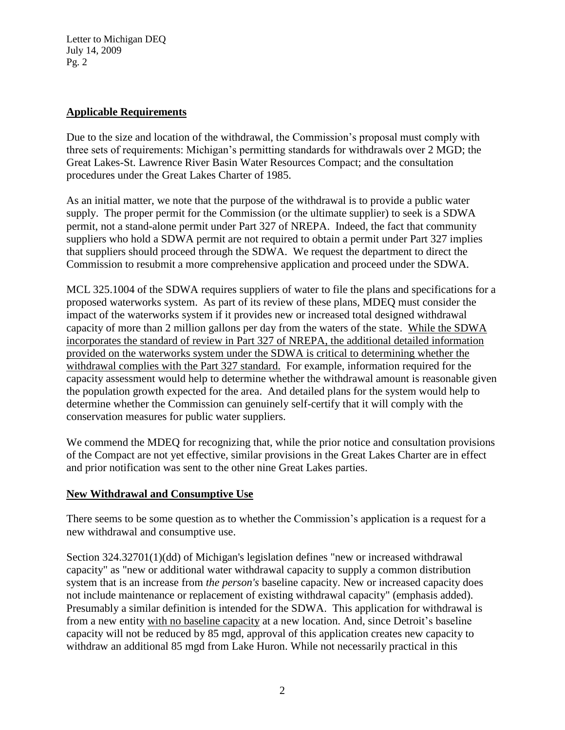## Applicable Requirements

Due to the size and location of the withdrawal, the Commission's proposal must comply with three sets of requirements: Michigan's permitting standards for withdrawals over 2 MGD; the Great Lakes-St. Lawrence River Basin Water Resources Compact; and the consultation procedures under the Great Lakes Charter of 1985.

As an initial matter, we note that the purpose of the withdrawal is to provide a public water supply. The proper permit for the Commission (or the ultimate supplier) to seek is a SDWA permit, not a stand-alone permit under Part 327 of NREPA. Indeed, the fact that community suppliers who hold a SDWA permit are not required to obtain a permit under Part 327 implies that suppliers should proceed through the SDWA. We request the department to direct the Commission to resubmit a more comprehensive application and proceed under the SDWA.

MCL 325.1004 of the SDWA requires suppliers of water to file the plans and specifications for a proposed waterworks system. As part of its review of these plans, MDEQ must consider the impact of the waterworks system if it provides new or increased total designed withdrawal capacity of more than 2 million gallons per day from the waters of the state. <u>While the SDWA incorporates the standard of review in Part 327 of NREPA, the additional detailed information provided on the waterworks system under the SDWA is critical to determining whether the withdrawal complies with the Part 327 standard.</u> For example, information required for the capacity assessment would help to determine whether the withdrawal amount is reasonable given the population growth expected for the area. And detailed plans for the system would help to determine whether the Commission can genuinely self-certify that it will comply with the conservation measures for public water suppliers.

We commend the MDEQ for recognizing that, while the prior notice and consultation provisions of the Compact are not yet effective, similar provisions in the Great Lakes Charter are in effect and prior notification was sent to the other nine Great Lakes parties.

## New Withdrawal and Consumptive Use

There seems to be some question as to whether the Commission's application is a request for a new withdrawal and consumptive use.

Section 324.32701(1)(dd) of Michigan's legislation defines "new or increased withdrawal capacity" as "new or additional water withdrawal capacity to supply a common distribution system that is an increase from *the person's* baseline capacity. New or increased capacity does not include maintenance or replacement of existing withdrawal capacity" (emphasis added). Presumably a similar definition is intended for the SDWA. This application for withdrawal is from a new entity <u>with no baseline capacity</u> at a new location. And, since Detroit's baseline capacity will not be reduced by 85 mgd, approval of this application creates new capacity to withdraw an additional 85 mgd from Lake Huron. While not necessarily practical in this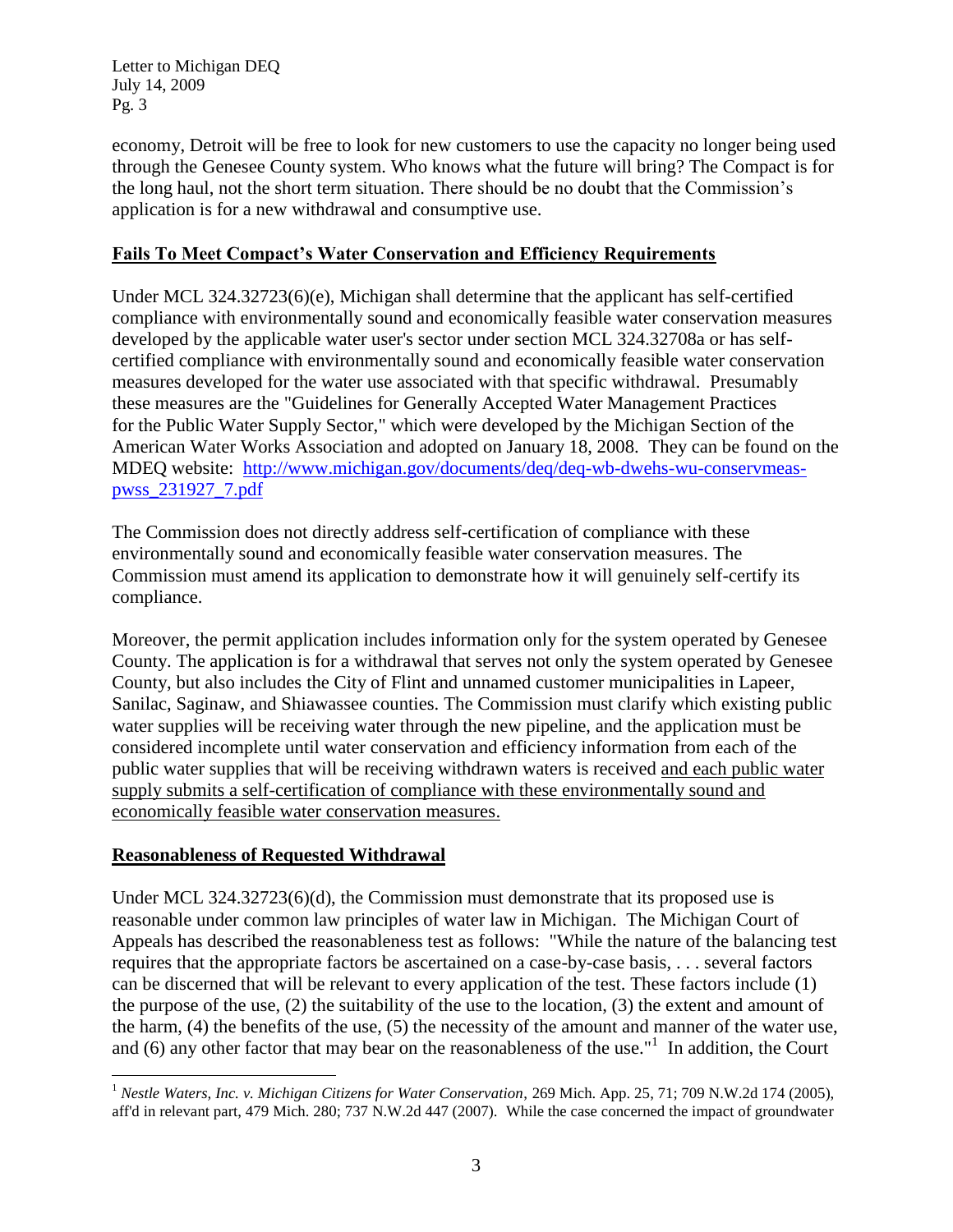economy, Detroit will be free to look for new customers to use the capacity no longer being used through the Genesee County system. Who knows what the future will bring? The Compact is for the long haul, not the short term situation. There should be no doubt that the Commission's application is for a new withdrawal and consumptive use.

## **Fails To Meet Compact's Water Conservation and Efficiency Requirements**

Under MCL 324.32723(6)(e), Michigan shall determine that the applicant has self-certified compliance with environmentally sound and economically feasible water conservation measures developed by the applicable water user's sector under section MCL 324.32708a or has self-certified compliance with environmentally sound and economically feasible water conservation measures developed for the water use associated with that specific withdrawal. Presumably these measures are the "Guidelines for Generally Accepted Water Management Practices for the Public Water Supply Sector," which were developed by the Michigan Section of the American Water Works Association and adopted on January 18, 2008. They can be found on the MDEQ website: http://www.michigan.gov/documents/deq/deq-wb-dwehs-wu-conservmeas-pwss_231927_7.pdf

The Commission does not directly address self-certification of compliance with these environmentally sound and economically feasible water conservation measures. The Commission must amend its application to demonstrate how it will genuinely self-certify its compliance.

Moreover, the permit application includes information only for the system operated by Genesee County. The application is for a withdrawal that serves not only the system operated by Genesee County, but also includes the City of Flint and unnamed customer municipalities in Lapeer, Sanilac, Saginaw, and Shiawassee counties. The Commission must clarify which existing public water supplies will be receiving water through the new pipeline, and the application must be considered incomplete until water conservation and efficiency information from each of the public water supplies that will be receiving withdrawn waters is received and each public water supply submits a self-certification of compliance with these environmentally sound and economically feasible water conservation measures.

## **Reasonableness of Requested Withdrawal**

Under MCL 324.32723(6)(d), the Commission must demonstrate that its proposed use is reasonable under common law principles of water law in Michigan. The Michigan Court of Appeals has described the reasonableness test as follows: "While the nature of the balancing test requires that the appropriate factors be ascertained on a case-by-case basis, . . . several factors can be discerned that will be relevant to every application of the test. These factors include (1) the purpose of the use, (2) the suitability of the use to the location, (3) the extent and amount of the harm, (4) the benefits of the use, (5) the necessity of the amount and manner of the water use, and (6) any other factor that may bear on the reasonableness of the use."[1] In addition, the Court

---

[1] *Nestle Waters, Inc. v. Michigan Citizens for Water Conservation*, 269 Mich. App. 25, 71; 709 N.W.2d 174 (2005), aff'd in relevant part, 479 Mich. 280; 737 N.W.2d 447 (2007). While the case concerned the impact of groundwater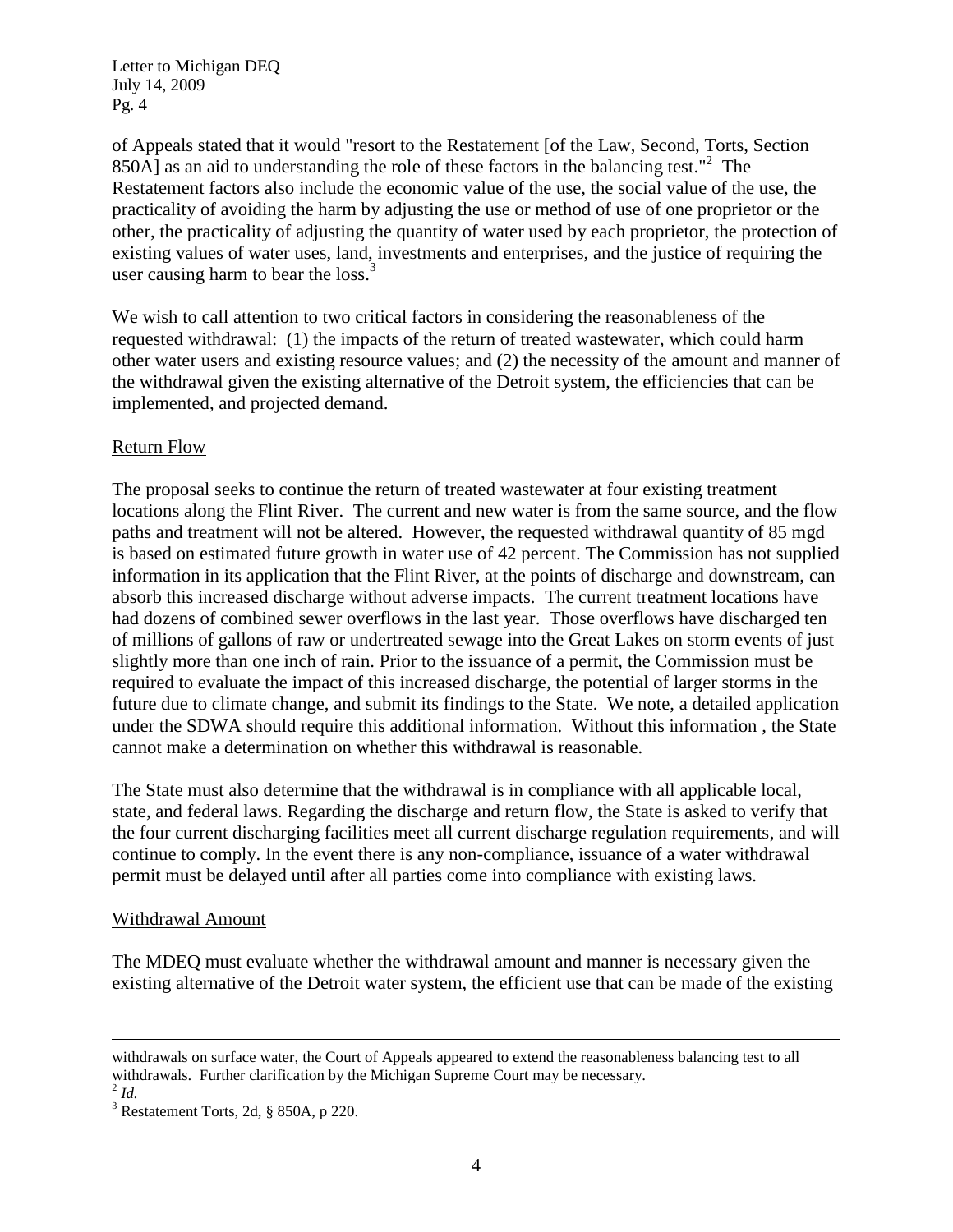of Appeals stated that it would "resort to the Restatement [of the Law, Second, Torts, Section 850A] as an aid to understanding the role of these factors in the balancing test."[2] The Restatement factors also include the economic value of the use, the social value of the use, the practicality of avoiding the harm by adjusting the use or method of use of one proprietor or the other, the practicality of adjusting the quantity of water used by each proprietor, the protection of existing values of water uses, land, investments and enterprises, and the justice of requiring the user causing harm to bear the loss.[3]

We wish to call attention to two critical factors in considering the reasonableness of the requested withdrawal: (1) the impacts of the return of treated wastewater, which could harm other water users and existing resource values; and (2) the necessity of the amount and manner of the withdrawal given the existing alternative of the Detroit system, the efficiencies that can be implemented, and projected demand.

<u>Return Flow</u>

The proposal seeks to continue the return of treated wastewater at four existing treatment locations along the Flint River. The current and new water is from the same source, and the flow paths and treatment will not be altered. However, the requested withdrawal quantity of 85 mgd is based on estimated future growth in water use of 42 percent. The Commission has not supplied information in its application that the Flint River, at the points of discharge and downstream, can absorb this increased discharge without adverse impacts. The current treatment locations have had dozens of combined sewer overflows in the last year. Those overflows have discharged ten of millions of gallons of raw or undertreated sewage into the Great Lakes on storm events of just slightly more than one inch of rain. Prior to the issuance of a permit, the Commission must be required to evaluate the impact of this increased discharge, the potential of larger storms in the future due to climate change, and submit its findings to the State. We note, a detailed application under the SDWA should require this additional information. Without this information , the State cannot make a determination on whether this withdrawal is reasonable.

The State must also determine that the withdrawal is in compliance with all applicable local, state, and federal laws. Regarding the discharge and return flow, the State is asked to verify that the four current discharging facilities meet all current discharge regulation requirements, and will continue to comply. In the event there is any non-compliance, issuance of a water withdrawal permit must be delayed until after all parties come into compliance with existing laws.

<u>Withdrawal Amount</u>

The MDEQ must evaluate whether the withdrawal amount and manner is necessary given the existing alternative of the Detroit water system, the efficient use that can be made of the existing

---

withdrawals on surface water, the Court of Appeals appeared to extend the reasonableness balancing test to all withdrawals. Further clarification by the Michigan Supreme Court may be necessary.

[2] *Id.*

[3] Restatement Torts, 2d, § 850A, p 220.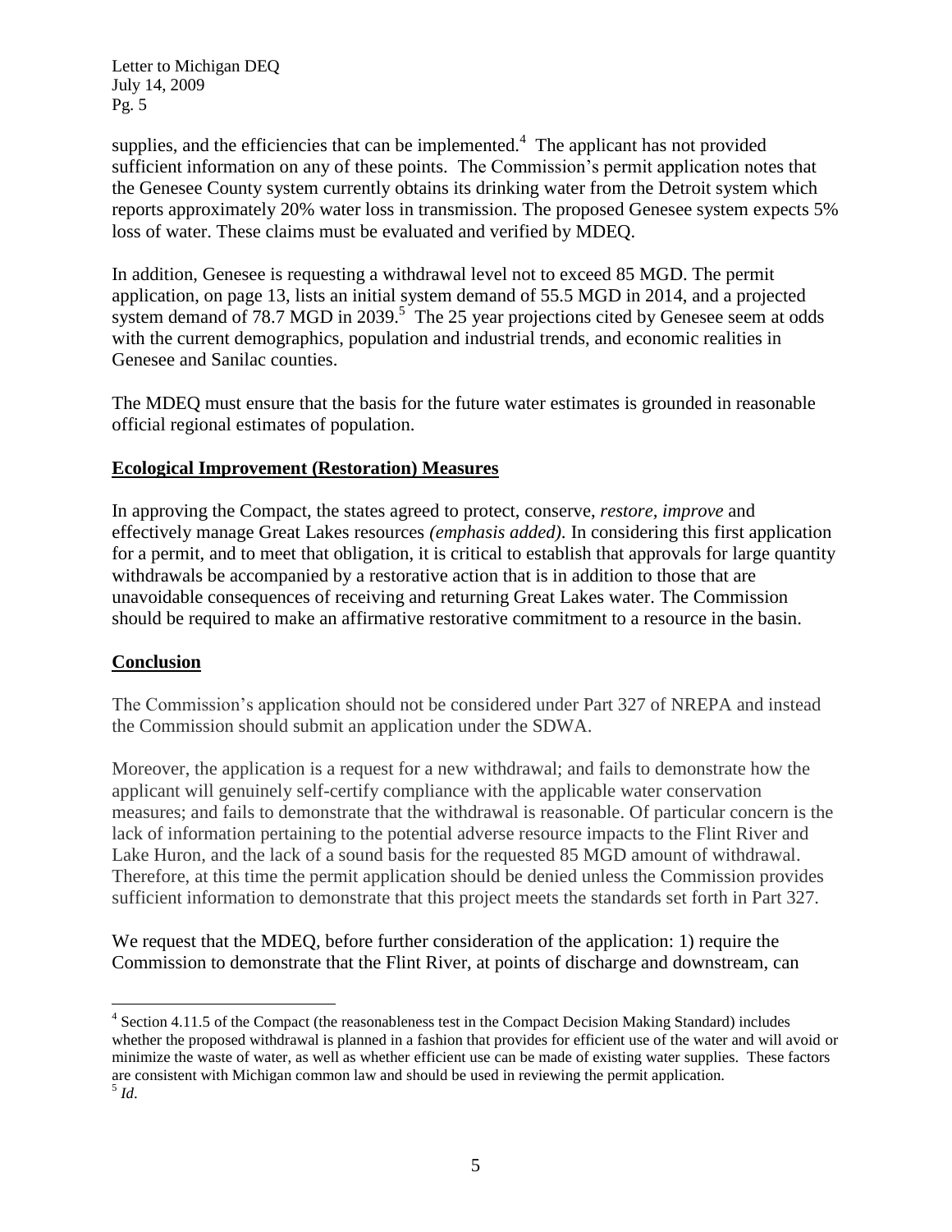supplies, and the efficiencies that can be implemented.[4] The applicant has not provided sufficient information on any of these points. The Commission's permit application notes that the Genesee County system currently obtains its drinking water from the Detroit system which reports approximately 20% water loss in transmission. The proposed Genesee system expects 5% loss of water. These claims must be evaluated and verified by MDEQ.

In addition, Genesee is requesting a withdrawal level not to exceed 85 MGD. The permit application, on page 13, lists an initial system demand of 55.5 MGD in 2014, and a projected system demand of 78.7 MGD in 2039.[5] The 25 year projections cited by Genesee seem at odds with the current demographics, population and industrial trends, and economic realities in Genesee and Sanilac counties.

The MDEQ must ensure that the basis for the future water estimates is grounded in reasonable official regional estimates of population.

## Ecological Improvement (Restoration) Measures

In approving the Compact, the states agreed to protect, conserve, *restore, improve* and effectively manage Great Lakes resources *(emphasis added).* In considering this first application for a permit, and to meet that obligation, it is critical to establish that approvals for large quantity withdrawals be accompanied by a restorative action that is in addition to those that are unavoidable consequences of receiving and returning Great Lakes water. The Commission should be required to make an affirmative restorative commitment to a resource in the basin.

## Conclusion

The Commission's application should not be considered under Part 327 of NREPA and instead the Commission should submit an application under the SDWA.

Moreover, the application is a request for a new withdrawal; and fails to demonstrate how the applicant will genuinely self-certify compliance with the applicable water conservation measures; and fails to demonstrate that the withdrawal is reasonable. Of particular concern is the lack of information pertaining to the potential adverse resource impacts to the Flint River and Lake Huron, and the lack of a sound basis for the requested 85 MGD amount of withdrawal. Therefore, at this time the permit application should be denied unless the Commission provides sufficient information to demonstrate that this project meets the standards set forth in Part 327.

We request that the MDEQ, before further consideration of the application: 1) require the Commission to demonstrate that the Flint River, at points of discharge and downstream, can

---

[4] Section 4.11.5 of the Compact (the reasonableness test in the Compact Decision Making Standard) includes whether the proposed withdrawal is planned in a fashion that provides for efficient use of the water and will avoid or minimize the waste of water, as well as whether efficient use can be made of existing water supplies. These factors are consistent with Michigan common law and should be used in reviewing the permit application.

[5] *Id*.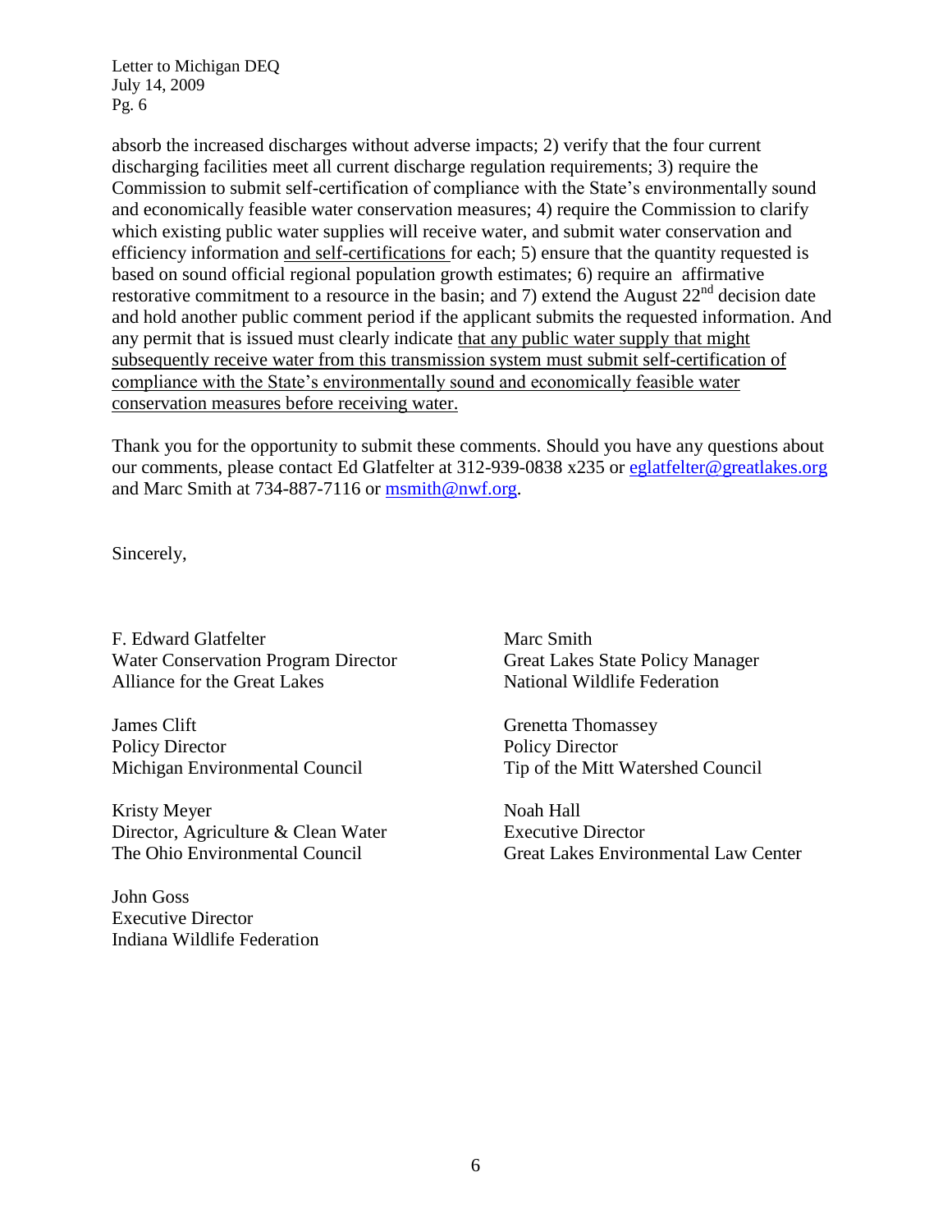absorb the increased discharges without adverse impacts; 2) verify that the four current discharging facilities meet all current discharge regulation requirements; 3) require the Commission to submit self-certification of compliance with the State's environmentally sound and economically feasible water conservation measures; 4) require the Commission to clarify which existing public water supplies will receive water, and submit water conservation and efficiency information <u>and self-certifications</u> for each; 5) ensure that the quantity requested is based on sound official regional population growth estimates; 6) require an affirmative restorative commitment to a resource in the basin; and 7) extend the August 22nd decision date and hold another public comment period if the applicant submits the requested information. And any permit that is issued must clearly indicate <u>that any public water supply that might subsequently receive water from this transmission system must submit self-certification of compliance with the State's environmentally sound and economically feasible water conservation measures before receiving water.</u>

Thank you for the opportunity to submit these comments. Should you have any questions about our comments, please contact Ed Glatfelter at 312-939-0838 x235 or eglatfelter@greatlakes.org and Marc Smith at 734-887-7116 or msmith@nwf.org.

Sincerely,

F. Edward Glatfelter
Water Conservation Program Director
Alliance for the Great Lakes

Marc Smith
Great Lakes State Policy Manager
National Wildlife Federation

James Clift
Policy Director
Michigan Environmental Council

Grenetta Thomassey
Policy Director
Tip of the Mitt Watershed Council

Kristy Meyer
Director, Agriculture & Clean Water
The Ohio Environmental Council

Noah Hall
Executive Director
Great Lakes Environmental Law Center

John Goss
Executive Director
Indiana Wildlife Federation